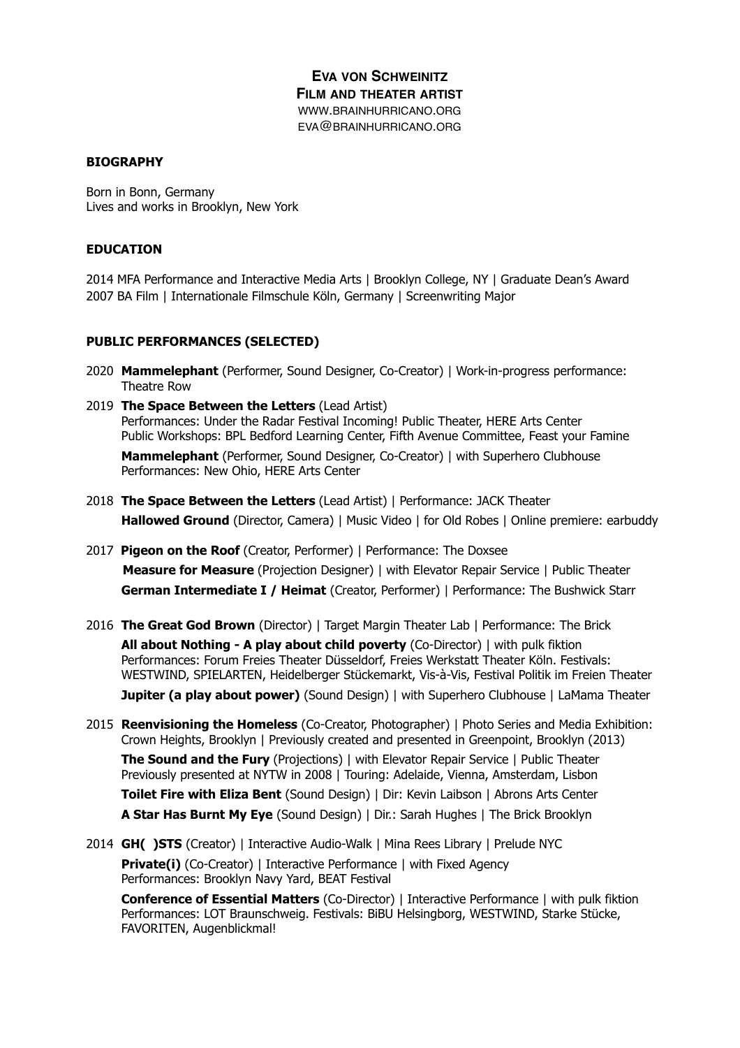# EVA VON SCHWEINITZ

**FILM AND THEATER ARTIST**

WWW.BRAINHURRICANO.ORG
EVA@BRAINHURRICANO.ORG

## BIOGRAPHY

Born in Bonn, Germany
Lives and works in Brooklyn, New York

## EDUCATION

2014 MFA Performance and Interactive Media Arts | Brooklyn College, NY | Graduate Dean's Award
2007 BA Film | Internationale Filmschule Köln, Germany | Screenwriting Major

## PUBLIC PERFORMANCES (SELECTED)

2020 **Mammelephant** (Performer, Sound Designer, Co-Creator) | Work-in-progress performance: Theatre Row

2019 **The Space Between the Letters** (Lead Artist)
Performances: Under the Radar Festival Incoming! Public Theater, HERE Arts Center
Public Workshops: BPL Bedford Learning Center, Fifth Avenue Committee, Feast your Famine

**Mammelephant** (Performer, Sound Designer, Co-Creator) | with Superhero Clubhouse
Performances: New Ohio, HERE Arts Center

2018 **The Space Between the Letters** (Lead Artist) | Performance: JACK Theater

**Hallowed Ground** (Director, Camera) | Music Video | for Old Robes | Online premiere: earbuddy

2017 **Pigeon on the Roof** (Creator, Performer) | Performance: The Doxsee

**Measure for Measure** (Projection Designer) | with Elevator Repair Service | Public Theater

**German Intermediate I / Heimat** (Creator, Performer) | Performance: The Bushwick Starr

2016 **The Great God Brown** (Director) | Target Margin Theater Lab | Performance: The Brick

**All about Nothing - A play about child poverty** (Co-Director) | with pulk fiktion
Performances: Forum Freies Theater Düsseldorf, Freies Werkstatt Theater Köln. Festivals: WESTWIND, SPIELARTEN, Heidelberger Stückemarkt, Vis-à-Vis, Festival Politik im Freien Theater

**Jupiter (a play about power)** (Sound Design) | with Superhero Clubhouse | LaMama Theater

2015 **Reenvisioning the Homeless** (Co-Creator, Photographer) | Photo Series and Media Exhibition: Crown Heights, Brooklyn | Previously created and presented in Greenpoint, Brooklyn (2013)

**The Sound and the Fury** (Projections) | with Elevator Repair Service | Public Theater
Previously presented at NYTW in 2008 | Touring: Adelaide, Vienna, Amsterdam, Lisbon

**Toilet Fire with Eliza Bent** (Sound Design) | Dir: Kevin Laibson | Abrons Arts Center

**A Star Has Burnt My Eye** (Sound Design) | Dir.: Sarah Hughes | The Brick Brooklyn

2014 **GH( )STS** (Creator) | Interactive Audio-Walk | Mina Rees Library | Prelude NYC

**Private(i)** (Co-Creator) | Interactive Performance | with Fixed Agency
Performances: Brooklyn Navy Yard, BEAT Festival

**Conference of Essential Matters** (Co-Director) | Interactive Performance | with pulk fiktion
Performances: LOT Braunschweig. Festivals: BiBU Helsingborg, WESTWIND, Starke Stücke, FAVORITEN, Augenblickmal!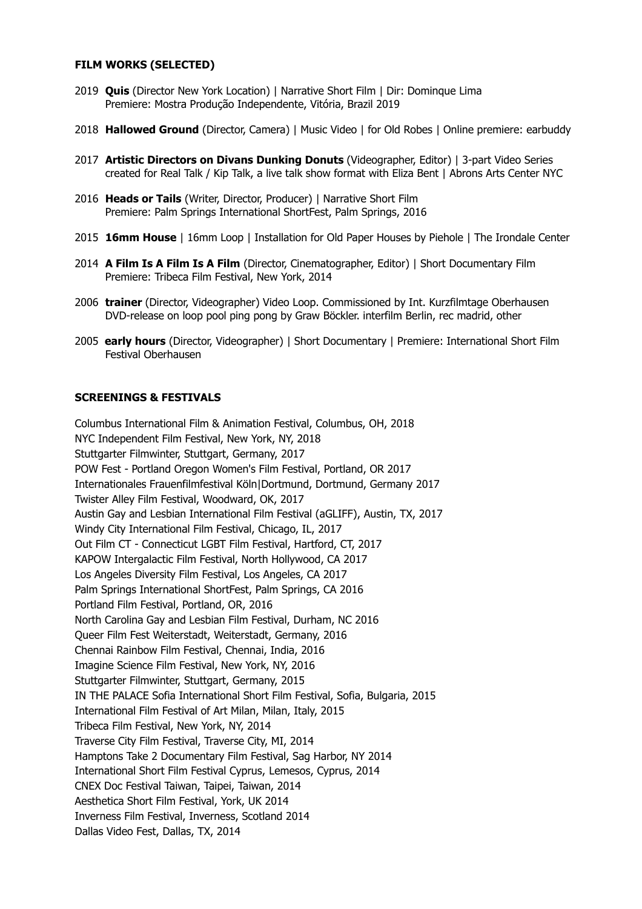**FILM WORKS (SELECTED)**

2019 **Quis** (Director New York Location) | Narrative Short Film | Dir: Dominque Lima
Premiere: Mostra Produção Independente, Vitória, Brazil 2019

2018 **Hallowed Ground** (Director, Camera) | Music Video | for Old Robes | Online premiere: earbuddy

2017 **Artistic Directors on Divans Dunking Donuts** (Videographer, Editor) | 3-part Video Series created for Real Talk / Kip Talk, a live talk show format with Eliza Bent | Abrons Arts Center NYC

2016 **Heads or Tails** (Writer, Director, Producer) | Narrative Short Film
Premiere: Palm Springs International ShortFest, Palm Springs, 2016

2015 **16mm House** | 16mm Loop | Installation for Old Paper Houses by Piehole | The Irondale Center

2014 **A Film Is A Film Is A Film** (Director, Cinematographer, Editor) | Short Documentary Film
Premiere: Tribeca Film Festival, New York, 2014

2006 **trainer** (Director, Videographer) Video Loop. Commissioned by Int. Kurzfilmtage Oberhausen
DVD-release on loop pool ping pong by Graw Böckler. interfilm Berlin, rec madrid, other

2005 **early hours** (Director, Videographer) | Short Documentary | Premiere: International Short Film Festival Oberhausen

**SCREENINGS & FESTIVALS**

Columbus International Film & Animation Festival, Columbus, OH, 2018
NYC Independent Film Festival, New York, NY, 2018
Stuttgarter Filmwinter, Stuttgart, Germany, 2017
POW Fest - Portland Oregon Women's Film Festival, Portland, OR 2017
Internationales Frauenfilmfestival Köln|Dortmund, Dortmund, Germany 2017
Twister Alley Film Festival, Woodward, OK, 2017
Austin Gay and Lesbian International Film Festival (aGLIFF), Austin, TX, 2017
Windy City International Film Festival, Chicago, IL, 2017
Out Film CT - Connecticut LGBT Film Festival, Hartford, CT, 2017
KAPOW Intergalactic Film Festival, North Hollywood, CA 2017
Los Angeles Diversity Film Festival, Los Angeles, CA 2017
Palm Springs International ShortFest, Palm Springs, CA 2016
Portland Film Festival, Portland, OR, 2016
North Carolina Gay and Lesbian Film Festival, Durham, NC 2016
Queer Film Fest Weiterstadt, Weiterstadt, Germany, 2016
Chennai Rainbow Film Festival, Chennai, India, 2016
Imagine Science Film Festival, New York, NY, 2016
Stuttgarter Filmwinter, Stuttgart, Germany, 2015
IN THE PALACE Sofia International Short Film Festival, Sofia, Bulgaria, 2015
International Film Festival of Art Milan, Milan, Italy, 2015
Tribeca Film Festival, New York, NY, 2014
Traverse City Film Festival, Traverse City, MI, 2014
Hamptons Take 2 Documentary Film Festival, Sag Harbor, NY 2014
International Short Film Festival Cyprus, Lemesos, Cyprus, 2014
CNEX Doc Festival Taiwan, Taipei, Taiwan, 2014
Aesthetica Short Film Festival, York, UK 2014
Inverness Film Festival, Inverness, Scotland 2014
Dallas Video Fest, Dallas, TX, 2014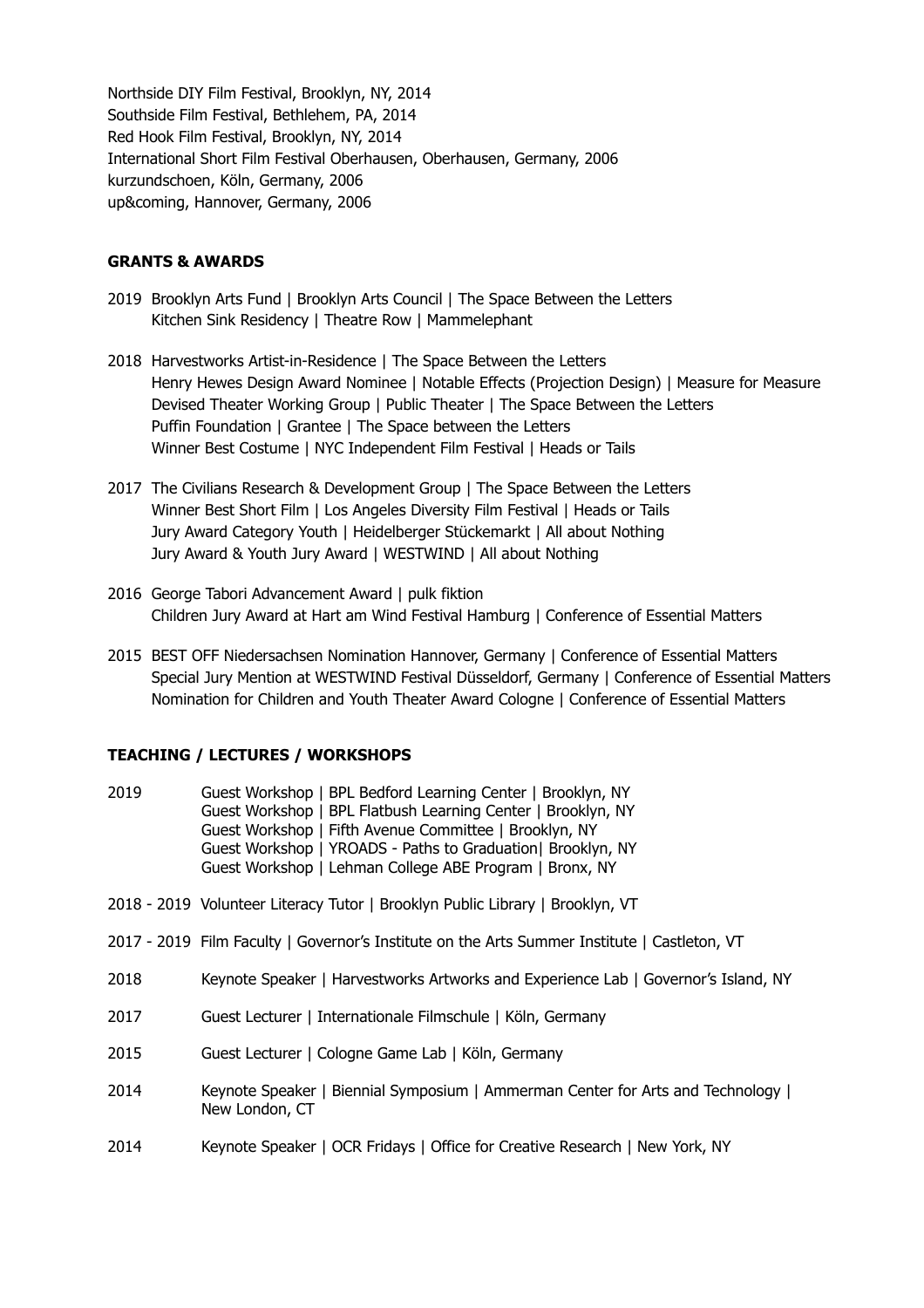Northside DIY Film Festival, Brooklyn, NY, 2014
Southside Film Festival, Bethlehem, PA, 2014
Red Hook Film Festival, Brooklyn, NY, 2014
International Short Film Festival Oberhausen, Oberhausen, Germany, 2006
kurzundschoen, Köln, Germany, 2006
up&coming, Hannover, Germany, 2006

**GRANTS & AWARDS**

2019 Brooklyn Arts Fund | Brooklyn Arts Council | The Space Between the Letters
Kitchen Sink Residency | Theatre Row | Mammelephant

2018 Harvestworks Artist-in-Residence | The Space Between the Letters
Henry Hewes Design Award Nominee | Notable Effects (Projection Design) | Measure for Measure
Devised Theater Working Group | Public Theater | The Space Between the Letters
Puffin Foundation | Grantee | The Space between the Letters
Winner Best Costume | NYC Independent Film Festival | Heads or Tails

2017 The Civilians Research & Development Group | The Space Between the Letters
Winner Best Short Film | Los Angeles Diversity Film Festival | Heads or Tails
Jury Award Category Youth | Heidelberger Stückemarkt | All about Nothing
Jury Award & Youth Jury Award | WESTWIND | All about Nothing

2016 George Tabori Advancement Award | pulk fiktion
Children Jury Award at Hart am Wind Festival Hamburg | Conference of Essential Matters

2015 BEST OFF Niedersachsen Nomination Hannover, Germany | Conference of Essential Matters
Special Jury Mention at WESTWIND Festival Düsseldorf, Germany | Conference of Essential Matters
Nomination for Children and Youth Theater Award Cologne | Conference of Essential Matters

**TEACHING / LECTURES / WORKSHOPS**

2019 Guest Workshop | BPL Bedford Learning Center | Brooklyn, NY
Guest Workshop | BPL Flatbush Learning Center | Brooklyn, NY
Guest Workshop | Fifth Avenue Committee | Brooklyn, NY
Guest Workshop | YROADS - Paths to Graduation| Brooklyn, NY
Guest Workshop | Lehman College ABE Program | Bronx, NY

2018 - 2019 Volunteer Literacy Tutor | Brooklyn Public Library | Brooklyn, VT

2017 - 2019 Film Faculty | Governor's Institute on the Arts Summer Institute | Castleton, VT

2018 Keynote Speaker | Harvestworks Artworks and Experience Lab | Governor's Island, NY

2017 Guest Lecturer | Internationale Filmschule | Köln, Germany

2015 Guest Lecturer | Cologne Game Lab | Köln, Germany

2014 Keynote Speaker | Biennial Symposium | Ammerman Center for Arts and Technology | New London, CT

2014 Keynote Speaker | OCR Fridays | Office for Creative Research | New York, NY